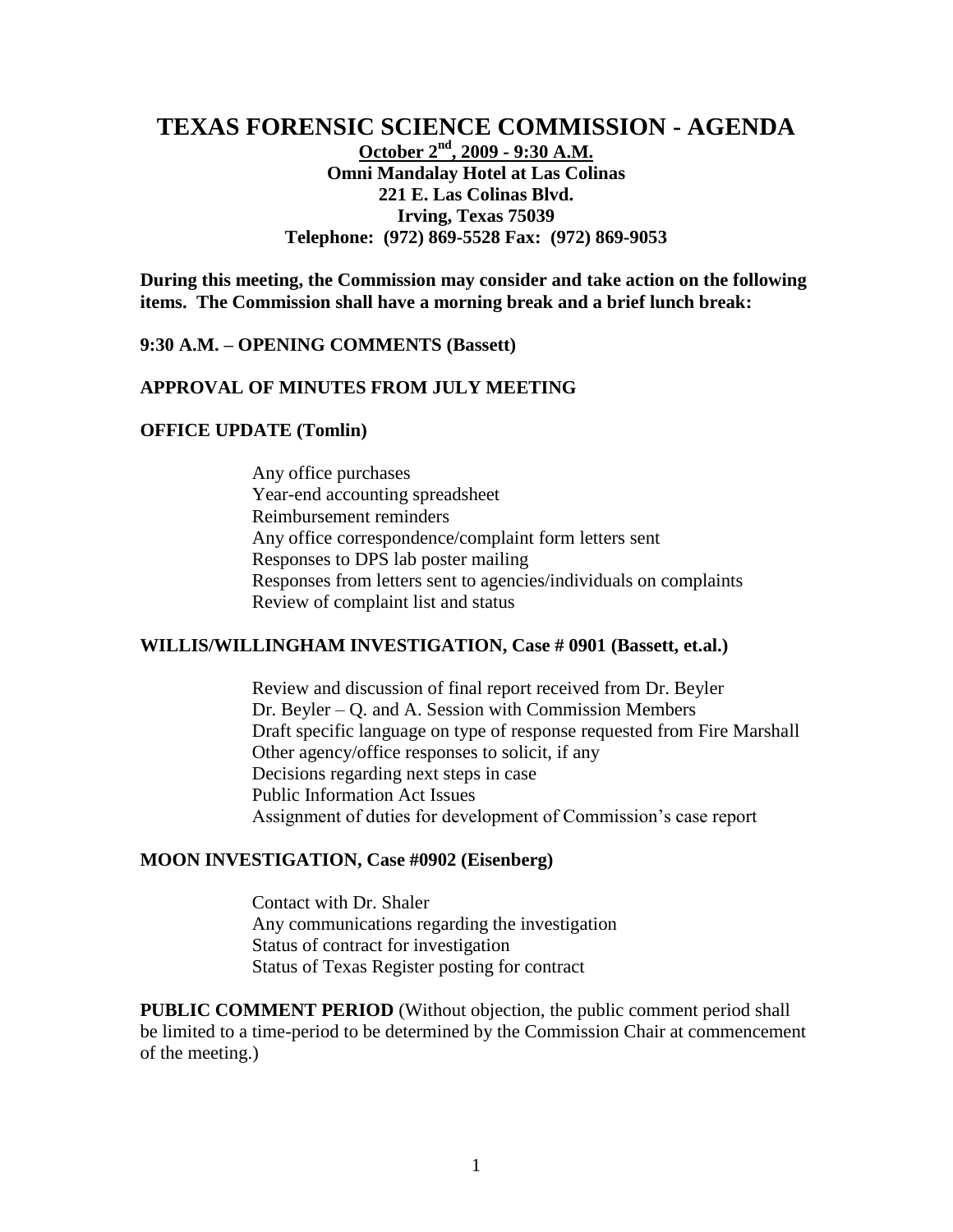# TEXAS FORENSIC SCIENCE COMMISSION - AGENDA

**October 2nd, 2009 - 9:30 A.M.**
**Omni Mandalay Hotel at Las Colinas**
**221 E. Las Colinas Blvd.**
**Irving, Texas 75039**
**Telephone: (972) 869-5528 Fax: (972) 869-9053**

**During this meeting, the Commission may consider and take action on the following items. The Commission shall have a morning break and a brief lunch break:**

**9:30 A.M. – OPENING COMMENTS (Bassett)**

**APPROVAL OF MINUTES FROM JULY MEETING**

**OFFICE UPDATE (Tomlin)**

- Any office purchases
- Year-end accounting spreadsheet
- Reimbursement reminders
- Any office correspondence/complaint form letters sent
- Responses to DPS lab poster mailing
- Responses from letters sent to agencies/individuals on complaints
- Review of complaint list and status

**WILLIS/WILLINGHAM INVESTIGATION, Case # 0901 (Bassett, et.al.)**

- Review and discussion of final report received from Dr. Beyler
- Dr. Beyler – Q. and A. Session with Commission Members
- Draft specific language on type of response requested from Fire Marshall
- Other agency/office responses to solicit, if any
- Decisions regarding next steps in case
- Public Information Act Issues
- Assignment of duties for development of Commission's case report

**MOON INVESTIGATION, Case #0902 (Eisenberg)**

- Contact with Dr. Shaler
- Any communications regarding the investigation
- Status of contract for investigation
- Status of Texas Register posting for contract

**PUBLIC COMMENT PERIOD** (Without objection, the public comment period shall be limited to a time-period to be determined by the Commission Chair at commencement of the meeting.)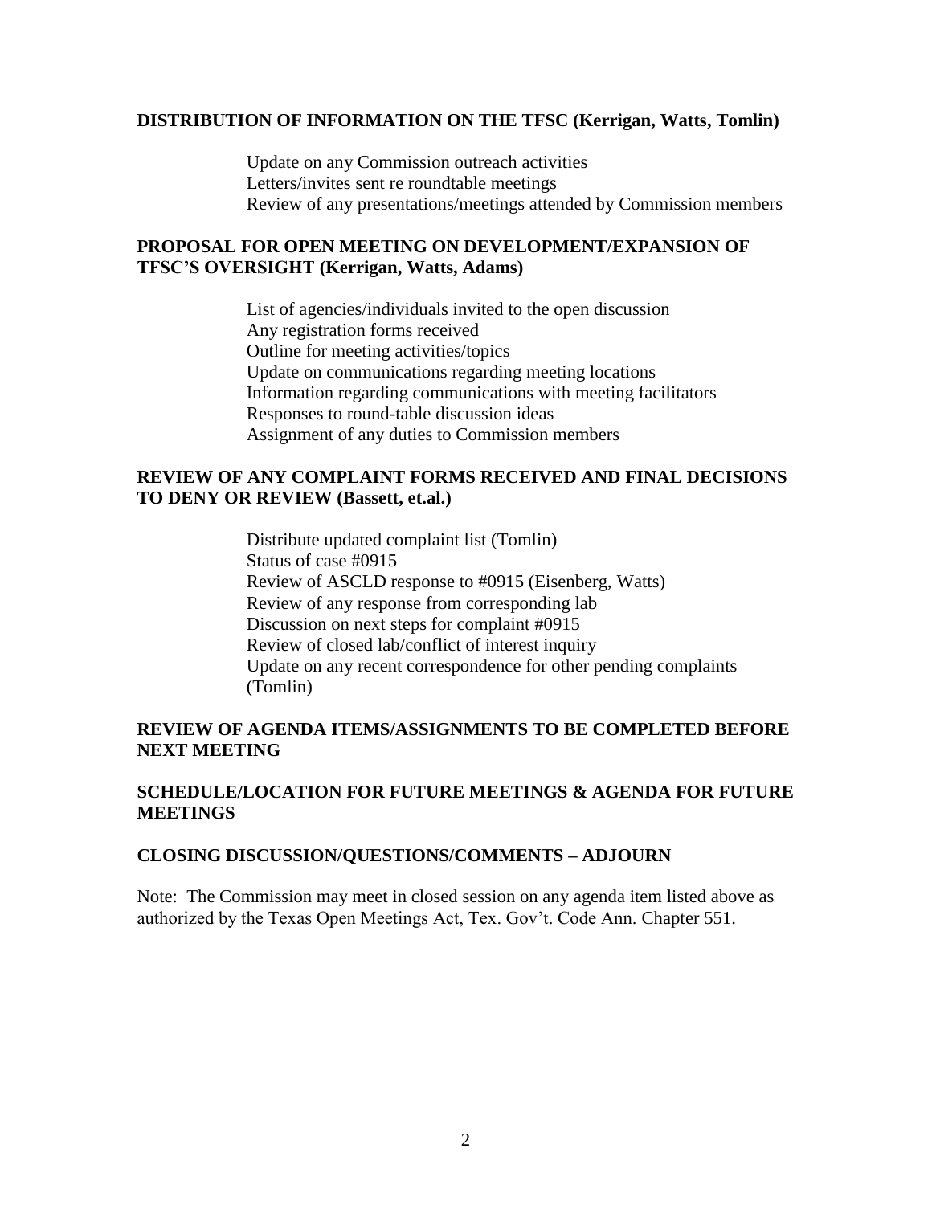**DISTRIBUTION OF INFORMATION ON THE TFSC (Kerrigan, Watts, Tomlin)**

Update on any Commission outreach activities
Letters/invites sent re roundtable meetings
Review of any presentations/meetings attended by Commission members

**PROPOSAL FOR OPEN MEETING ON DEVELOPMENT/EXPANSION OF TFSC'S OVERSIGHT (Kerrigan, Watts, Adams)**

List of agencies/individuals invited to the open discussion
Any registration forms received
Outline for meeting activities/topics
Update on communications regarding meeting locations
Information regarding communications with meeting facilitators
Responses to round-table discussion ideas
Assignment of any duties to Commission members

**REVIEW OF ANY COMPLAINT FORMS RECEIVED AND FINAL DECISIONS TO DENY OR REVIEW (Bassett, et.al.)**

Distribute updated complaint list (Tomlin)
Status of case #0915
Review of ASCLD response to #0915 (Eisenberg, Watts)
Review of any response from corresponding lab
Discussion on next steps for complaint #0915
Review of closed lab/conflict of interest inquiry
Update on any recent correspondence for other pending complaints (Tomlin)

**REVIEW OF AGENDA ITEMS/ASSIGNMENTS TO BE COMPLETED BEFORE NEXT MEETING**

**SCHEDULE/LOCATION FOR FUTURE MEETINGS & AGENDA FOR FUTURE MEETINGS**

**CLOSING DISCUSSION/QUESTIONS/COMMENTS – ADJOURN**

Note: The Commission may meet in closed session on any agenda item listed above as authorized by the Texas Open Meetings Act, Tex. Gov't. Code Ann. Chapter 551.